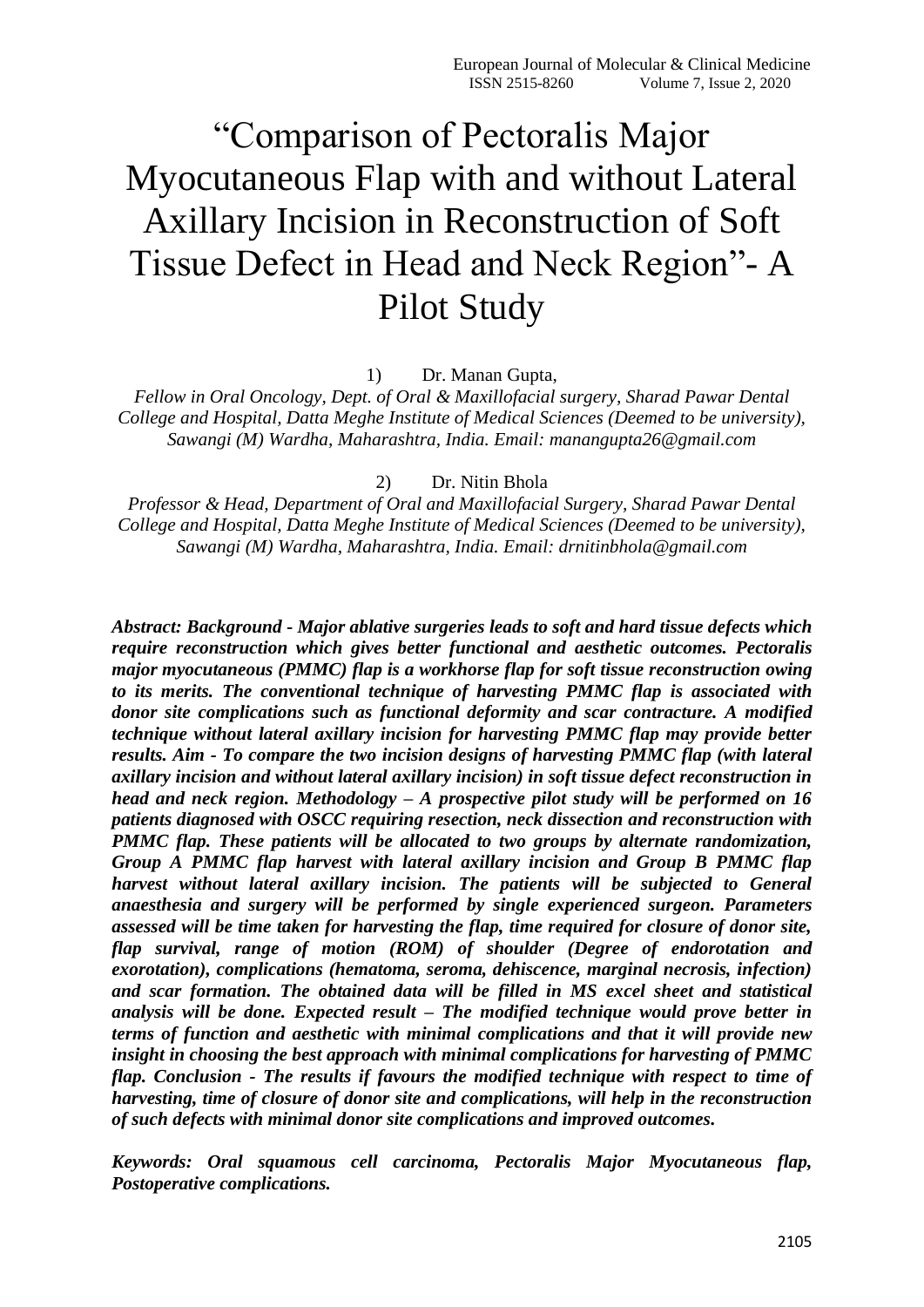# "Comparison of Pectoralis Major Myocutaneous Flap with and without Lateral Axillary Incision in Reconstruction of Soft Tissue Defect in Head and Neck Region"- A Pilot Study

1) Dr. Manan Gupta,

*Fellow in Oral Oncology, Dept. of Oral & Maxillofacial surgery, Sharad Pawar Dental College and Hospital, Datta Meghe Institute of Medical Sciences (Deemed to be university), Sawangi (M) Wardha, Maharashtra, India. Email: manangupta26@gmail.com*

2) Dr. Nitin Bhola

*Professor & Head, Department of Oral and Maxillofacial Surgery, Sharad Pawar Dental College and Hospital, Datta Meghe Institute of Medical Sciences (Deemed to be university), Sawangi (M) Wardha, Maharashtra, India. Email: drnitinbhola@gmail.com*

***Abstract: Background - Major ablative surgeries leads to soft and hard tissue defects which require reconstruction which gives better functional and aesthetic outcomes. Pectoralis major myocutaneous (PMMC) flap is a workhorse flap for soft tissue reconstruction owing to its merits. The conventional technique of harvesting PMMC flap is associated with donor site complications such as functional deformity and scar contracture. A modified technique without lateral axillary incision for harvesting PMMC flap may provide better results. Aim - To compare the two incision designs of harvesting PMMC flap (with lateral axillary incision and without lateral axillary incision) in soft tissue defect reconstruction in head and neck region. Methodology – A prospective pilot study will be performed on 16 patients diagnosed with OSCC requiring resection, neck dissection and reconstruction with PMMC flap. These patients will be allocated to two groups by alternate randomization, Group A PMMC flap harvest with lateral axillary incision and Group B PMMC flap harvest without lateral axillary incision. The patients will be subjected to General anaesthesia and surgery will be performed by single experienced surgeon. Parameters assessed will be time taken for harvesting the flap, time required for closure of donor site, flap survival, range of motion (ROM) of shoulder (Degree of endorotation and exorotation), complications (hematoma, seroma, dehiscence, marginal necrosis, infection) and scar formation. The obtained data will be filled in MS excel sheet and statistical analysis will be done. Expected result – The modified technique would prove better in terms of function and aesthetic with minimal complications and that it will provide new insight in choosing the best approach with minimal complications for harvesting of PMMC flap. Conclusion - The results if favours the modified technique with respect to time of harvesting, time of closure of donor site and complications, will help in the reconstruction of such defects with minimal donor site complications and improved outcomes.***

***Keywords: Oral squamous cell carcinoma, Pectoralis Major Myocutaneous flap, Postoperative complications.***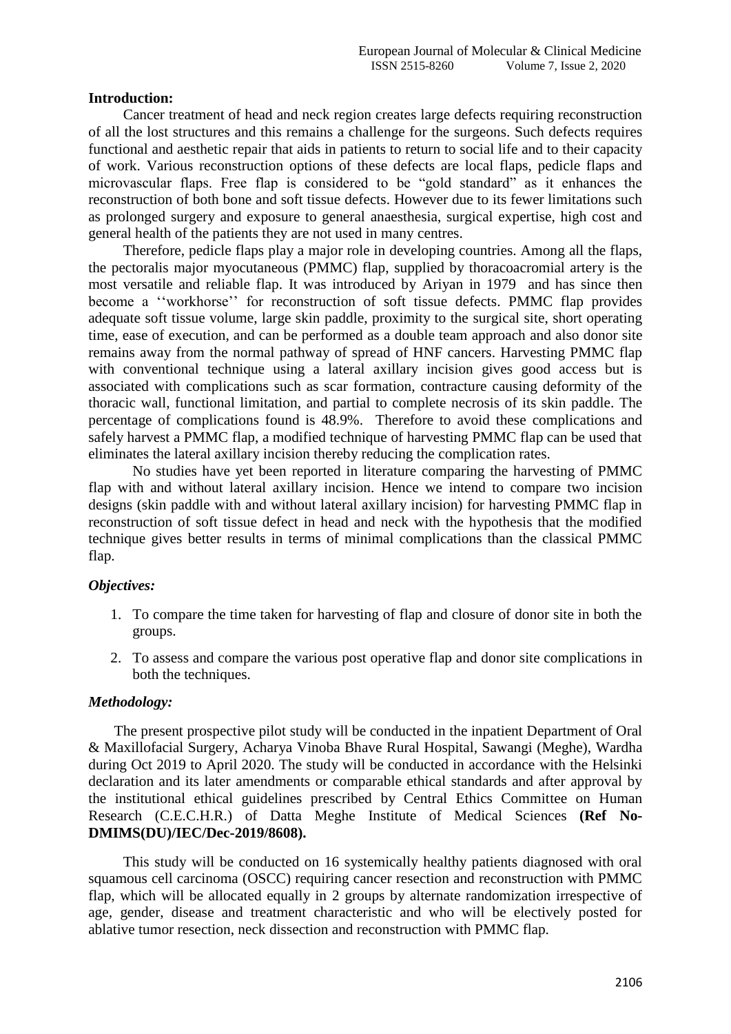## Introduction:

Cancer treatment of head and neck region creates large defects requiring reconstruction of all the lost structures and this remains a challenge for the surgeons. Such defects requires functional and aesthetic repair that aids in patients to return to social life and to their capacity of work. Various reconstruction options of these defects are local flaps, pedicle flaps and microvascular flaps. Free flap is considered to be "gold standard" as it enhances the reconstruction of both bone and soft tissue defects. However due to its fewer limitations such as prolonged surgery and exposure to general anaesthesia, surgical expertise, high cost and general health of the patients they are not used in many centres.

Therefore, pedicle flaps play a major role in developing countries. Among all the flaps, the pectoralis major myocutaneous (PMMC) flap, supplied by thoracoacromial artery is the most versatile and reliable flap. It was introduced by Ariyan in 1979 and has since then become a ''workhorse'' for reconstruction of soft tissue defects. PMMC flap provides adequate soft tissue volume, large skin paddle, proximity to the surgical site, short operating time, ease of execution, and can be performed as a double team approach and also donor site remains away from the normal pathway of spread of HNF cancers. Harvesting PMMC flap with conventional technique using a lateral axillary incision gives good access but is associated with complications such as scar formation, contracture causing deformity of the thoracic wall, functional limitation, and partial to complete necrosis of its skin paddle. The percentage of complications found is 48.9%. Therefore to avoid these complications and safely harvest a PMMC flap, a modified technique of harvesting PMMC flap can be used that eliminates the lateral axillary incision thereby reducing the complication rates.

No studies have yet been reported in literature comparing the harvesting of PMMC flap with and without lateral axillary incision. Hence we intend to compare two incision designs (skin paddle with and without lateral axillary incision) for harvesting PMMC flap in reconstruction of soft tissue defect in head and neck with the hypothesis that the modified technique gives better results in terms of minimal complications than the classical PMMC flap.

### *Objectives:*

1. To compare the time taken for harvesting of flap and closure of donor site in both the groups.
2. To assess and compare the various post operative flap and donor site complications in both the techniques.

### *Methodology:*

The present prospective pilot study will be conducted in the inpatient Department of Oral & Maxillofacial Surgery, Acharya Vinoba Bhave Rural Hospital, Sawangi (Meghe), Wardha during Oct 2019 to April 2020. The study will be conducted in accordance with the Helsinki declaration and its later amendments or comparable ethical standards and after approval by the institutional ethical guidelines prescribed by Central Ethics Committee on Human Research (C.E.C.H.R.) of Datta Meghe Institute of Medical Sciences **(Ref No- DMIMS(DU)/IEC/Dec-2019/8608).**

This study will be conducted on 16 systemically healthy patients diagnosed with oral squamous cell carcinoma (OSCC) requiring cancer resection and reconstruction with PMMC flap, which will be allocated equally in 2 groups by alternate randomization irrespective of age, gender, disease and treatment characteristic and who will be electively posted for ablative tumor resection, neck dissection and reconstruction with PMMC flap.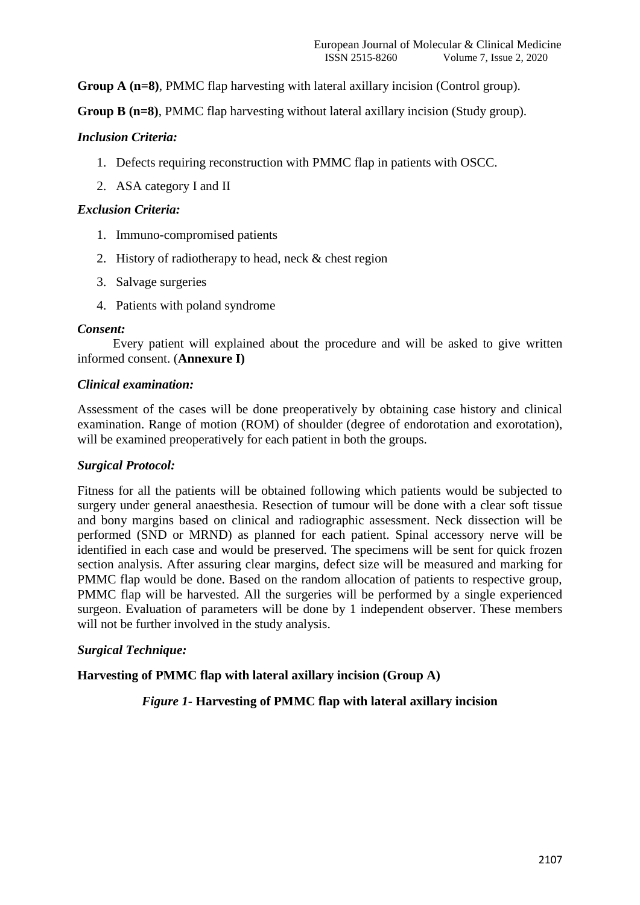**Group A (n=8)**, PMMC flap harvesting with lateral axillary incision (Control group).

**Group B (n=8)**, PMMC flap harvesting without lateral axillary incision (Study group).

***Inclusion Criteria:***

1. Defects requiring reconstruction with PMMC flap in patients with OSCC.
2. ASA category I and II

***Exclusion Criteria:***

1. Immuno-compromised patients
2. History of radiotherapy to head, neck & chest region
3. Salvage surgeries
4. Patients with poland syndrome

***Consent:***

Every patient will explained about the procedure and will be asked to give written informed consent. (**Annexure I)**

***Clinical examination:***

Assessment of the cases will be done preoperatively by obtaining case history and clinical examination. Range of motion (ROM) of shoulder (degree of endorotation and exorotation), will be examined preoperatively for each patient in both the groups.

***Surgical Protocol:***

Fitness for all the patients will be obtained following which patients would be subjected to surgery under general anaesthesia. Resection of tumour will be done with a clear soft tissue and bony margins based on clinical and radiographic assessment. Neck dissection will be performed (SND or MRND) as planned for each patient. Spinal accessory nerve will be identified in each case and would be preserved. The specimens will be sent for quick frozen section analysis. After assuring clear margins, defect size will be measured and marking for PMMC flap would be done. Based on the random allocation of patients to respective group, PMMC flap will be harvested. All the surgeries will be performed by a single experienced surgeon. Evaluation of parameters will be done by 1 independent observer. These members will not be further involved in the study analysis.

***Surgical Technique:***

**Harvesting of PMMC flap with lateral axillary incision (Group A)**

*Figure 1-* **Harvesting of PMMC flap with lateral axillary incision**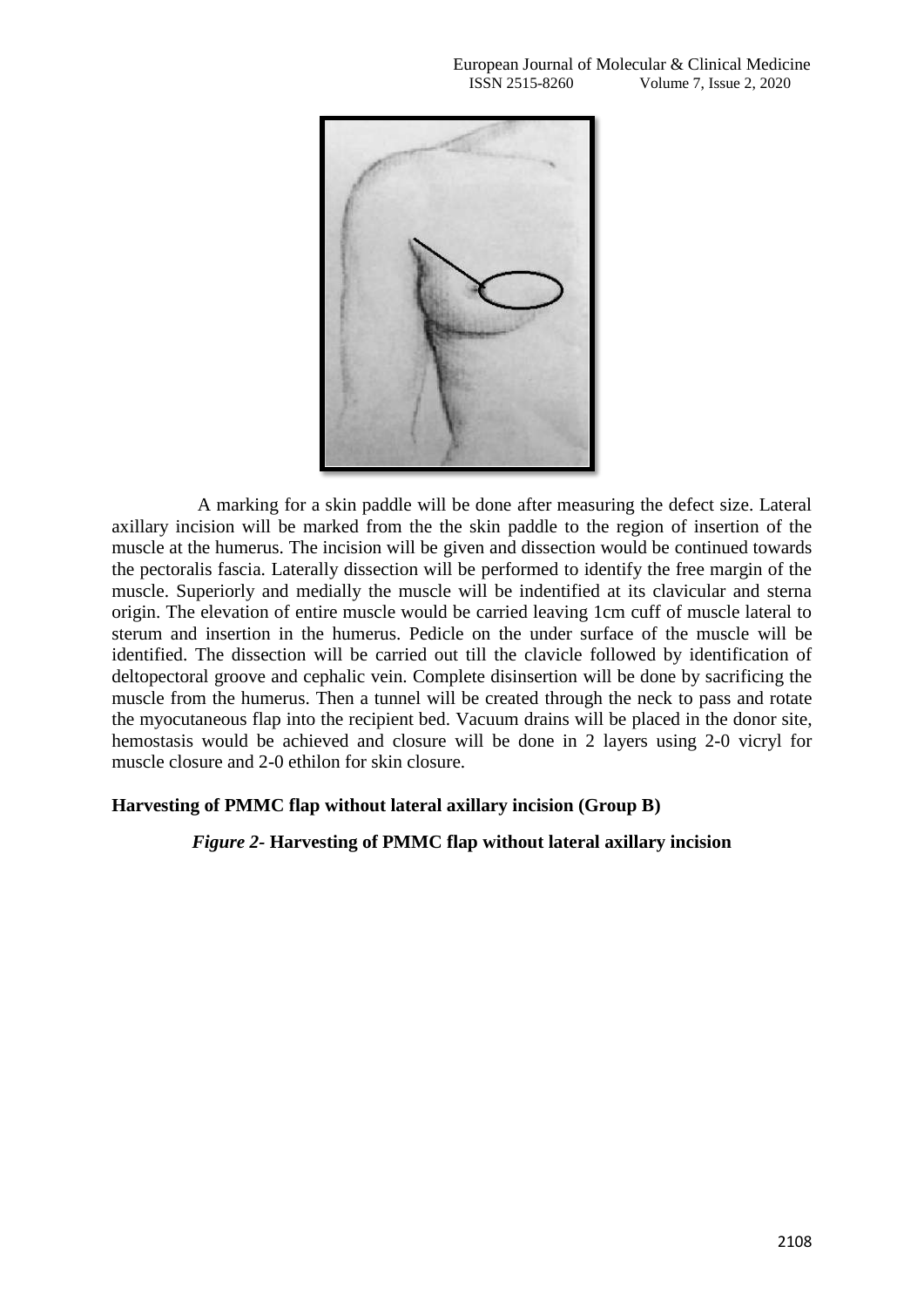A marking for a skin paddle will be done after measuring the defect size. Lateral axillary incision will be marked from the the skin paddle to the region of insertion of the muscle at the humerus. The incision will be given and dissection would be continued towards the pectoralis fascia. Laterally dissection will be performed to identify the free margin of the muscle. Superiorly and medially the muscle will be indentified at its clavicular and sterna origin. The elevation of entire muscle would be carried leaving 1cm cuff of muscle lateral to sterum and insertion in the humerus. Pedicle on the under surface of the muscle will be identified. The dissection will be carried out till the clavicle followed by identification of deltopectoral groove and cephalic vein. Complete disinsertion will be done by sacrificing the muscle from the humerus. Then a tunnel will be created through the neck to pass and rotate the myocutaneous flap into the recipient bed. Vacuum drains will be placed in the donor site, hemostasis would be achieved and closure will be done in 2 layers using 2-0 vicryl for muscle closure and 2-0 ethilon for skin closure.

**Harvesting of PMMC flap without lateral axillary incision (Group B)**

***Figure 2*- Harvesting of PMMC flap without lateral axillary incision**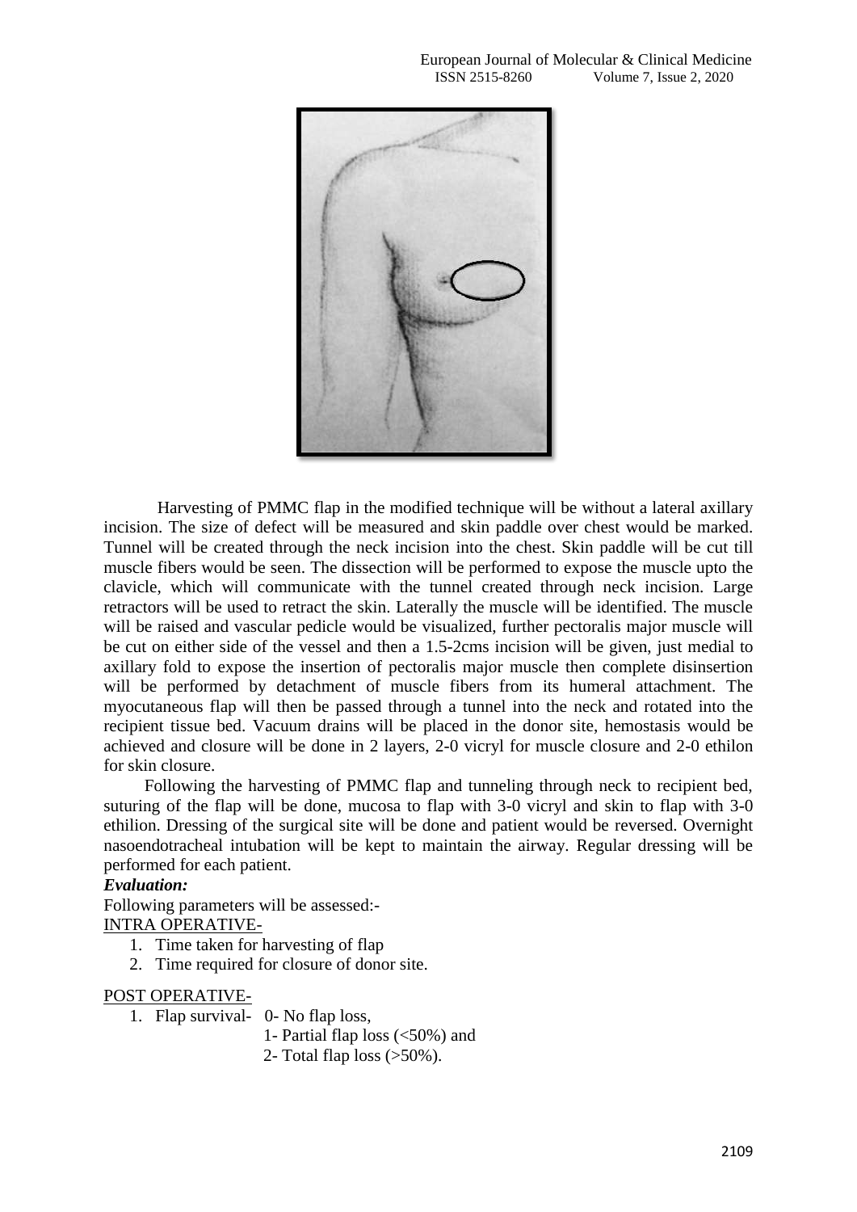Harvesting of PMMC flap in the modified technique will be without a lateral axillary incision. The size of defect will be measured and skin paddle over chest would be marked. Tunnel will be created through the neck incision into the chest. Skin paddle will be cut till muscle fibers would be seen. The dissection will be performed to expose the muscle upto the clavicle, which will communicate with the tunnel created through neck incision. Large retractors will be used to retract the skin. Laterally the muscle will be identified. The muscle will be raised and vascular pedicle would be visualized, further pectoralis major muscle will be cut on either side of the vessel and then a 1.5-2cms incision will be given, just medial to axillary fold to expose the insertion of pectoralis major muscle then complete disinsertion will be performed by detachment of muscle fibers from its humeral attachment. The myocutaneous flap will then be passed through a tunnel into the neck and rotated into the recipient tissue bed. Vacuum drains will be placed in the donor site, hemostasis would be achieved and closure will be done in 2 layers, 2-0 vicryl for muscle closure and 2-0 ethilon for skin closure.

Following the harvesting of PMMC flap and tunneling through neck to recipient bed, suturing of the flap will be done, mucosa to flap with 3-0 vicryl and skin to flap with 3-0 ethilion. Dressing of the surgical site will be done and patient would be reversed. Overnight nasoendotracheal intubation will be kept to maintain the airway. Regular dressing will be performed for each patient.

***Evaluation:***

Following parameters will be assessed:-

INTRA OPERATIVE-

1. Time taken for harvesting of flap
2. Time required for closure of donor site.

POST OPERATIVE-

1. Flap survival- 0- No flap loss,
   1- Partial flap loss (<50%) and
   2- Total flap loss (>50%).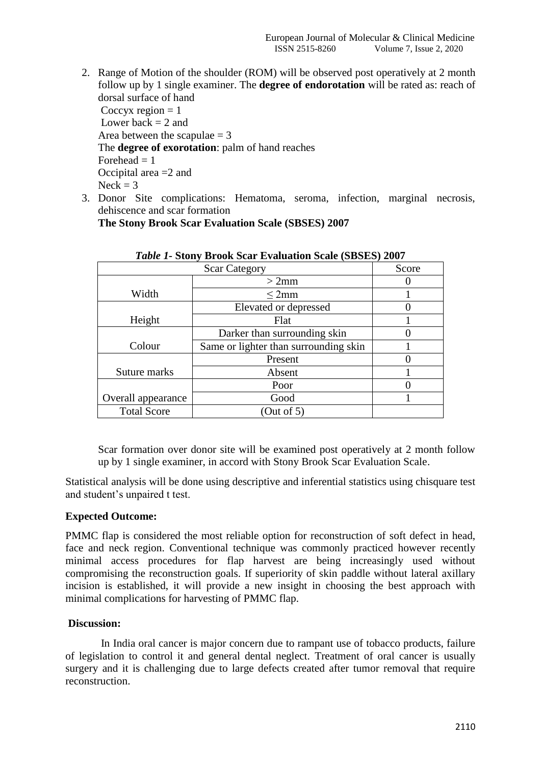2. Range of Motion of the shoulder (ROM) will be observed post operatively at 2 month follow up by 1 single examiner. The **degree of endorotation** will be rated as: reach of dorsal surface of hand
   Coccyx region = 1
   Lower back = 2 and
   Area between the scapulae = 3
   The **degree of exorotation**: palm of hand reaches
   Forehead = 1
   Occipital area =2 and
   Neck = 3
3. Donor Site complications: Hematoma, seroma, infection, marginal necrosis, dehiscence and scar formation
   **The Stony Brook Scar Evaluation Scale (SBSES) 2007**

***Table 1*- Stony Brook Scar Evaluation Scale (SBSES) 2007**

| Scar Category | | Score |
|---|---|---|
| Width | > 2mm | 0 |
| | ≤ 2mm | 1 |
| Height | Elevated or depressed | 0 |
| | Flat | 1 |
| Colour | Darker than surrounding skin | 0 |
| | Same or lighter than surrounding skin | 1 |
| Suture marks | Present | 0 |
| | Absent | 1 |
| Overall appearance | Poor | 0 |
| | Good | 1 |
| Total Score | (Out of 5) | |

Scar formation over donor site will be examined post operatively at 2 month follow up by 1 single examiner, in accord with Stony Brook Scar Evaluation Scale.

Statistical analysis will be done using descriptive and inferential statistics using chisquare test and student's unpaired t test.

**Expected Outcome:**

PMMC flap is considered the most reliable option for reconstruction of soft defect in head, face and neck region. Conventional technique was commonly practiced however recently minimal access procedures for flap harvest are being increasingly used without compromising the reconstruction goals. If superiority of skin paddle without lateral axillary incision is established, it will provide a new insight in choosing the best approach with minimal complications for harvesting of PMMC flap.

**Discussion:**

In India oral cancer is major concern due to rampant use of tobacco products, failure of legislation to control it and general dental neglect. Treatment of oral cancer is usually surgery and it is challenging due to large defects created after tumor removal that require reconstruction.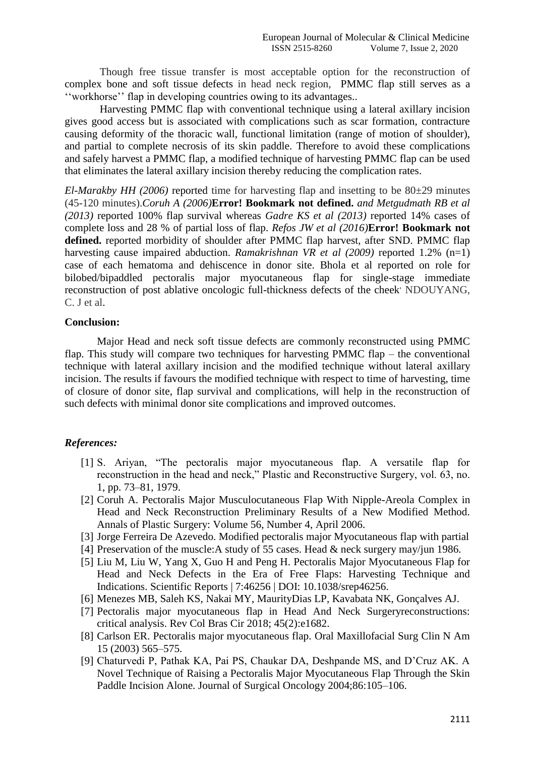Though free tissue transfer is most acceptable option for the reconstruction of complex bone and soft tissue defects in head neck region, PMMC flap still serves as a ''workhorse'' flap in developing countries owing to its advantages..

Harvesting PMMC flap with conventional technique using a lateral axillary incision gives good access but is associated with complications such as scar formation, contracture causing deformity of the thoracic wall, functional limitation (range of motion of shoulder), and partial to complete necrosis of its skin paddle. Therefore to avoid these complications and safely harvest a PMMC flap, a modified technique of harvesting PMMC flap can be used that eliminates the lateral axillary incision thereby reducing the complication rates.

*El-Marakby HH (2006)* reported time for harvesting flap and insetting to be 80±29 minutes (45-120 minutes).*Coruh A (2006)***Error! Bookmark not defined.** *and Metgudmath RB et al (2013)* reported 100% flap survival whereas *Gadre KS et al (2013)* reported 14% cases of complete loss and 28 % of partial loss of flap. *Refos JW et al (2016)***Error! Bookmark not defined.** reported morbidity of shoulder after PMMC flap harvest, after SND. PMMC flap harvesting cause impaired abduction. *Ramakrishnan VR et al (2009)* reported 1.2% (n=1) case of each hematoma and dehiscence in donor site. Bhola et al reported on role for bilobed/bipaddled pectoralis major myocutaneous flap for single-stage immediate reconstruction of post ablative oncologic full-thickness defects of the cheek, NDOUYANG, C. J et al.

**Conclusion:**

Major Head and neck soft tissue defects are commonly reconstructed using PMMC flap. This study will compare two techniques for harvesting PMMC flap – the conventional technique with lateral axillary incision and the modified technique without lateral axillary incision. The results if favours the modified technique with respect to time of harvesting, time of closure of donor site, flap survival and complications, will help in the reconstruction of such defects with minimal donor site complications and improved outcomes.

***References:***

[1] S. Ariyan, "The pectoralis major myocutaneous flap. A versatile flap for reconstruction in the head and neck," Plastic and Reconstructive Surgery, vol. 63, no. 1, pp. 73–81, 1979.

[2] Coruh A. Pectoralis Major Musculocutaneous Flap With Nipple-Areola Complex in Head and Neck Reconstruction Preliminary Results of a New Modified Method. Annals of Plastic Surgery: Volume 56, Number 4, April 2006.

[3] Jorge Ferreira De Azevedo. Modified pectoralis major Myocutaneous flap with partial

[4] Preservation of the muscle:A study of 55 cases. Head & neck surgery may/jun 1986.

[5] Liu M, Liu W, Yang X, Guo H and Peng H. Pectoralis Major Myocutaneous Flap for Head and Neck Defects in the Era of Free Flaps: Harvesting Technique and Indications. Scientific Reports | 7:46256 | DOI: 10.1038/srep46256.

[6] Menezes MB, Saleh KS, Nakai MY, MaurityDias LP, Kavabata NK, Gonçalves AJ.

[7] Pectoralis major myocutaneous flap in Head And Neck Surgeryreconstructions: critical analysis. Rev Col Bras Cir 2018; 45(2):e1682.

[8] Carlson ER. Pectoralis major myocutaneous flap. Oral Maxillofacial Surg Clin N Am 15 (2003) 565–575.

[9] Chaturvedi P, Pathak KA, Pai PS, Chaukar DA, Deshpande MS, and D'Cruz AK. A Novel Technique of Raising a Pectoralis Major Myocutaneous Flap Through the Skin Paddle Incision Alone. Journal of Surgical Oncology 2004;86:105–106.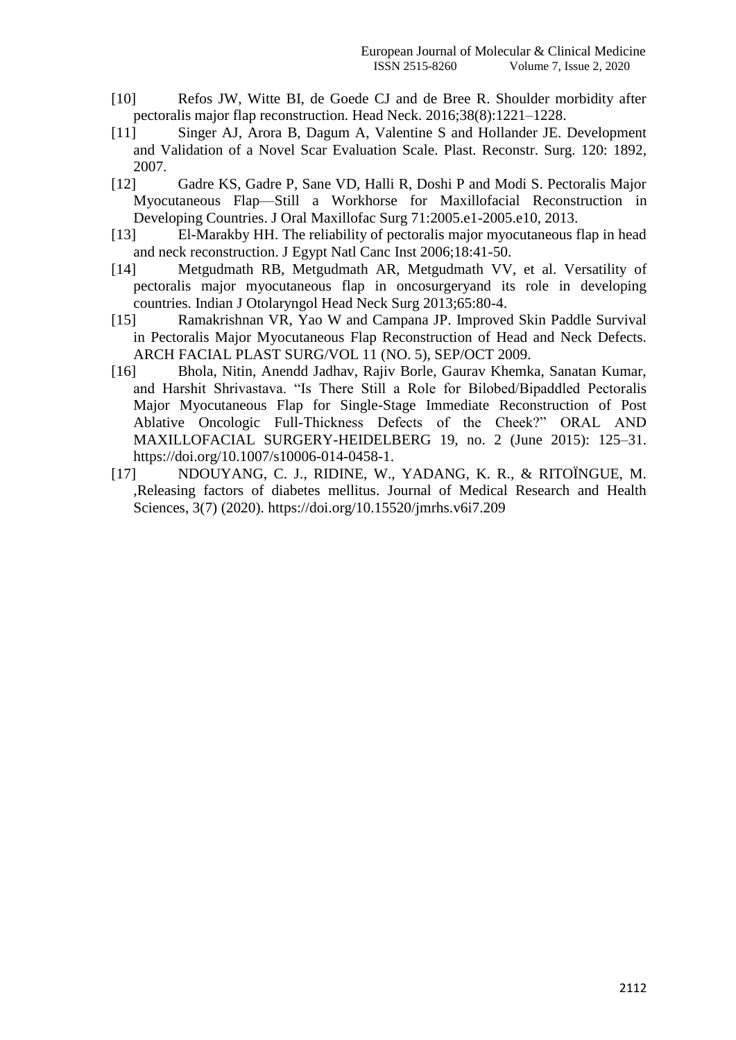[10] Refos JW, Witte BI, de Goede CJ and de Bree R. Shoulder morbidity after pectoralis major flap reconstruction. Head Neck. 2016;38(8):1221–1228.

[11] Singer AJ, Arora B, Dagum A, Valentine S and Hollander JE. Development and Validation of a Novel Scar Evaluation Scale. Plast. Reconstr. Surg. 120: 1892, 2007.

[12] Gadre KS, Gadre P, Sane VD, Halli R, Doshi P and Modi S. Pectoralis Major Myocutaneous Flap—Still a Workhorse for Maxillofacial Reconstruction in Developing Countries. J Oral Maxillofac Surg 71:2005.e1-2005.e10, 2013.

[13] El-Marakby HH. The reliability of pectoralis major myocutaneous flap in head and neck reconstruction. J Egypt Natl Canc Inst 2006;18:41-50.

[14] Metgudmath RB, Metgudmath AR, Metgudmath VV, et al. Versatility of pectoralis major myocutaneous flap in oncosurgeryand its role in developing countries. Indian J Otolaryngol Head Neck Surg 2013;65:80-4.

[15] Ramakrishnan VR, Yao W and Campana JP. Improved Skin Paddle Survival in Pectoralis Major Myocutaneous Flap Reconstruction of Head and Neck Defects. ARCH FACIAL PLAST SURG/VOL 11 (NO. 5), SEP/OCT 2009.

[16] Bhola, Nitin, Anendd Jadhav, Rajiv Borle, Gaurav Khemka, Sanatan Kumar, and Harshit Shrivastava. "Is There Still a Role for Bilobed/Bipaddled Pectoralis Major Myocutaneous Flap for Single-Stage Immediate Reconstruction of Post Ablative Oncologic Full-Thickness Defects of the Cheek?" ORAL AND MAXILLOFACIAL SURGERY-HEIDELBERG 19, no. 2 (June 2015): 125–31. https://doi.org/10.1007/s10006-014-0458-1.

[17] NDOUYANG, C. J., RIDINE, W., YADANG, K. R., & RITOÏNGUE, M. ,Releasing factors of diabetes mellitus. Journal of Medical Research and Health Sciences, 3(7) (2020). https://doi.org/10.15520/jmrhs.v6i7.209